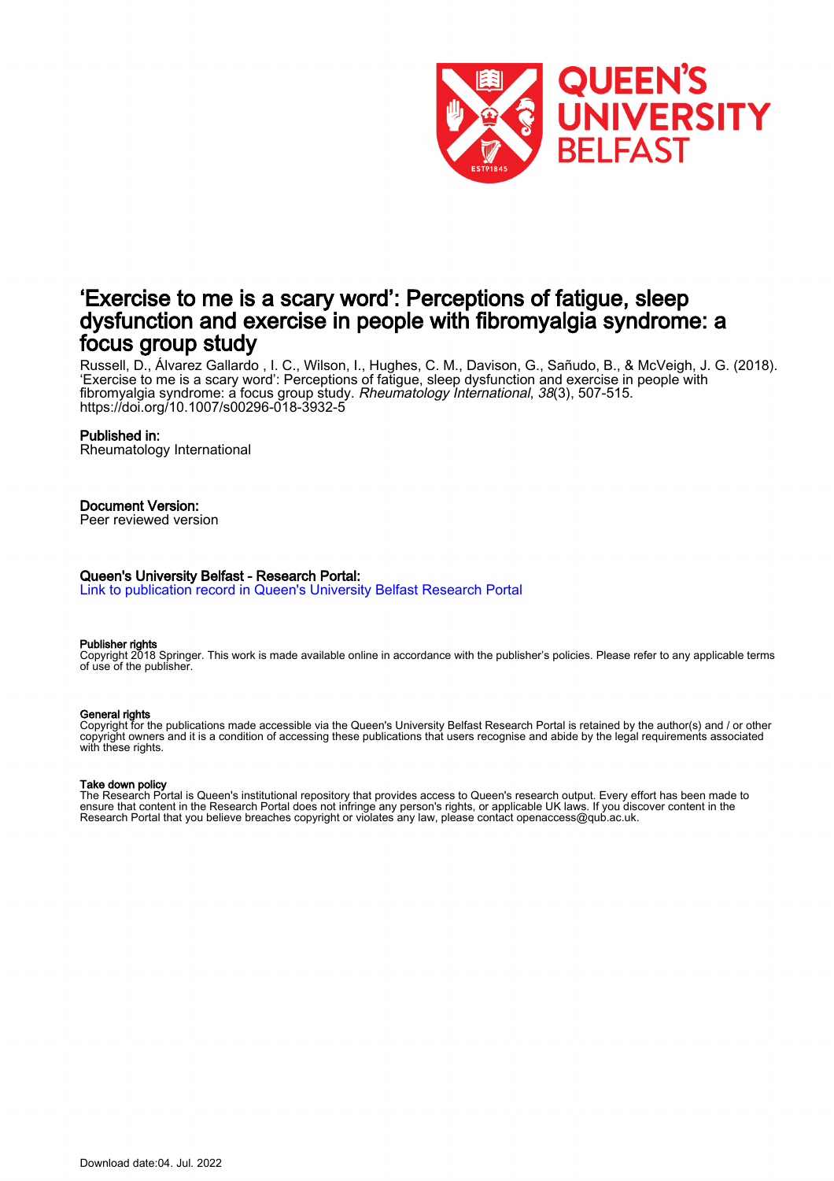# ‘Exercise to me is a scary word’: Perceptions of fatigue, sleep dysfunction and exercise in people with fibromyalgia syndrome: a focus group study

Russell, D., Álvarez Gallardo , I. C., Wilson, I., Hughes, C. M., Davison, G., Sañudo, B., & McVeigh, J. G. (2018). ‘Exercise to me is a scary word’: Perceptions of fatigue, sleep dysfunction and exercise in people with fibromyalgia syndrome: a focus group study. *Rheumatology International*, *38*(3), 507-515. https://doi.org/10.1007/s00296-018-3932-5

**Published in:**
Rheumatology International

**Document Version:**
Peer reviewed version

**Queen's University Belfast - Research Portal:**
Link to publication record in Queen's University Belfast Research Portal

**Publisher rights**
Copyright 2018 Springer. This work is made available online in accordance with the publisher’s policies. Please refer to any applicable terms of use of the publisher.

**General rights**
Copyright for the publications made accessible via the Queen's University Belfast Research Portal is retained by the author(s) and / or other copyright owners and it is a condition of accessing these publications that users recognise and abide by the legal requirements associated with these rights.

**Take down policy**
The Research Portal is Queen's institutional repository that provides access to Queen's research output. Every effort has been made to ensure that content in the Research Portal does not infringe any person's rights, or applicable UK laws. If you discover content in the Research Portal that you believe breaches copyright or violates any law, please contact openaccess@qub.ac.uk.

Download date:04. Jul. 2022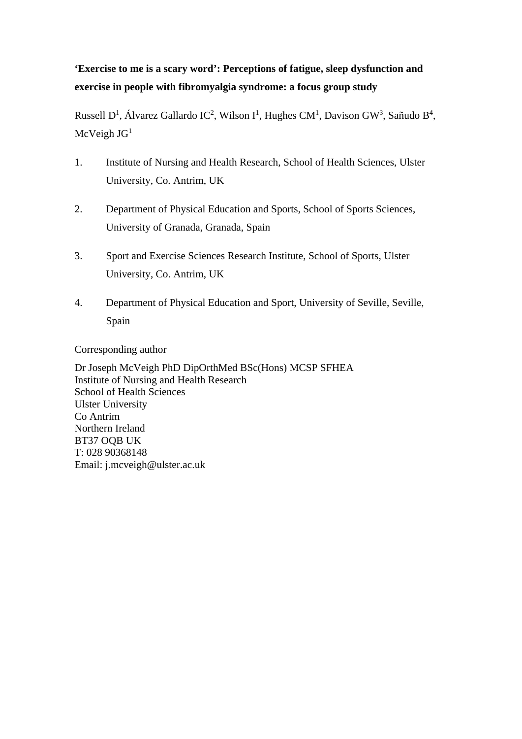**'Exercise to me is a scary word': Perceptions of fatigue, sleep dysfunction and exercise in people with fibromyalgia syndrome: a focus group study**

Russell D[1], Álvarez Gallardo IC[2], Wilson I[1], Hughes CM[1], Davison GW[3], Sañudo B[4], McVeigh JG[1]

1. Institute of Nursing and Health Research, School of Health Sciences, Ulster University, Co. Antrim, UK
2. Department of Physical Education and Sports, School of Sports Sciences, University of Granada, Granada, Spain
3. Sport and Exercise Sciences Research Institute, School of Sports, Ulster University, Co. Antrim, UK
4. Department of Physical Education and Sport, University of Seville, Seville, Spain

Corresponding author

Dr Joseph McVeigh PhD DipOrthMed BSc(Hons) MCSP SFHEA
Institute of Nursing and Health Research
School of Health Sciences
Ulster University
Co Antrim
Northern Ireland
BT37 OQB UK
T: 028 90368148
Email: j.mcveigh@ulster.ac.uk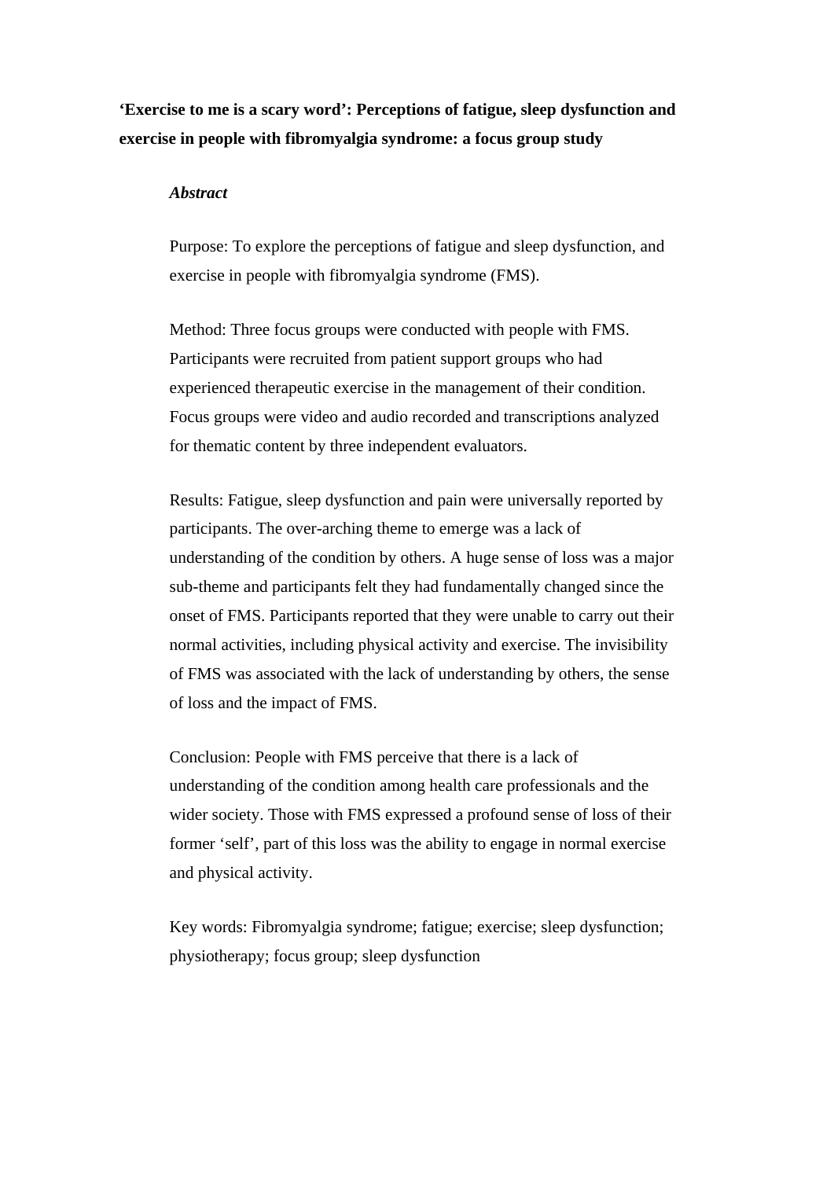**'Exercise to me is a scary word': Perceptions of fatigue, sleep dysfunction and exercise in people with fibromyalgia syndrome: a focus group study**

***Abstract***

Purpose: To explore the perceptions of fatigue and sleep dysfunction, and exercise in people with fibromyalgia syndrome (FMS).

Method: Three focus groups were conducted with people with FMS. Participants were recruited from patient support groups who had experienced therapeutic exercise in the management of their condition. Focus groups were video and audio recorded and transcriptions analyzed for thematic content by three independent evaluators.

Results: Fatigue, sleep dysfunction and pain were universally reported by participants. The over-arching theme to emerge was a lack of understanding of the condition by others. A huge sense of loss was a major sub-theme and participants felt they had fundamentally changed since the onset of FMS. Participants reported that they were unable to carry out their normal activities, including physical activity and exercise. The invisibility of FMS was associated with the lack of understanding by others, the sense of loss and the impact of FMS.

Conclusion: People with FMS perceive that there is a lack of understanding of the condition among health care professionals and the wider society. Those with FMS expressed a profound sense of loss of their former 'self', part of this loss was the ability to engage in normal exercise and physical activity.

Key words: Fibromyalgia syndrome; fatigue; exercise; sleep dysfunction; physiotherapy; focus group; sleep dysfunction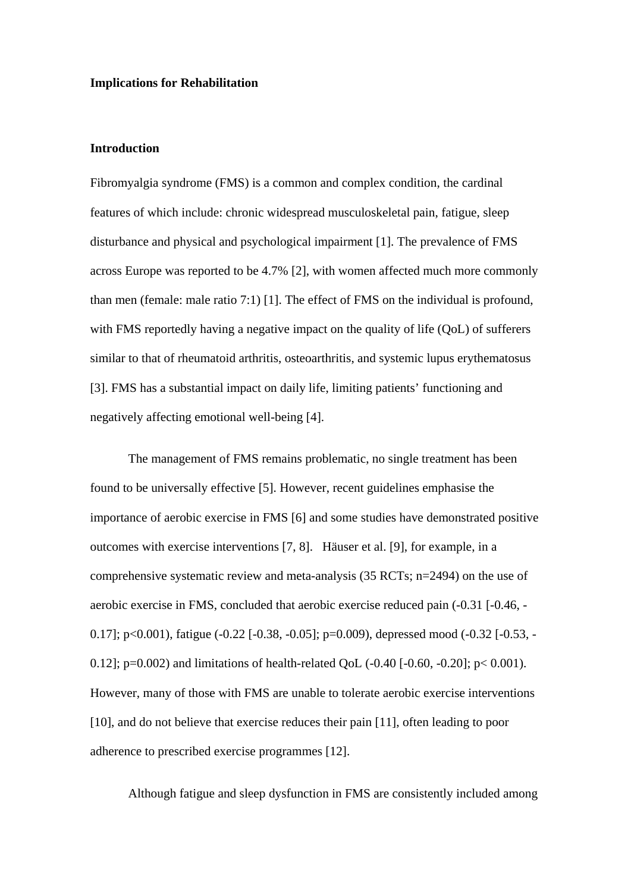**Implications for Rehabilitation**

**Introduction**

Fibromyalgia syndrome (FMS) is a common and complex condition, the cardinal features of which include: chronic widespread musculoskeletal pain, fatigue, sleep disturbance and physical and psychological impairment [1]. The prevalence of FMS across Europe was reported to be 4.7% [2], with women affected much more commonly than men (female: male ratio 7:1) [1]. The effect of FMS on the individual is profound, with FMS reportedly having a negative impact on the quality of life (QoL) of sufferers similar to that of rheumatoid arthritis, osteoarthritis, and systemic lupus erythematosus [3]. FMS has a substantial impact on daily life, limiting patients' functioning and negatively affecting emotional well-being [4].

The management of FMS remains problematic, no single treatment has been found to be universally effective [5]. However, recent guidelines emphasise the importance of aerobic exercise in FMS [6] and some studies have demonstrated positive outcomes with exercise interventions [7, 8]. Häuser et al. [9], for example, in a comprehensive systematic review and meta-analysis (35 RCTs; n=2494) on the use of aerobic exercise in FMS, concluded that aerobic exercise reduced pain (-0.31 [-0.46, -0.17]; p<0.001), fatigue (-0.22 [-0.38, -0.05]; p=0.009), depressed mood (-0.32 [-0.53, -0.12]; p=0.002) and limitations of health-related QoL (-0.40 [-0.60, -0.20]; p< 0.001). However, many of those with FMS are unable to tolerate aerobic exercise interventions [10], and do not believe that exercise reduces their pain [11], often leading to poor adherence to prescribed exercise programmes [12].

Although fatigue and sleep dysfunction in FMS are consistently included among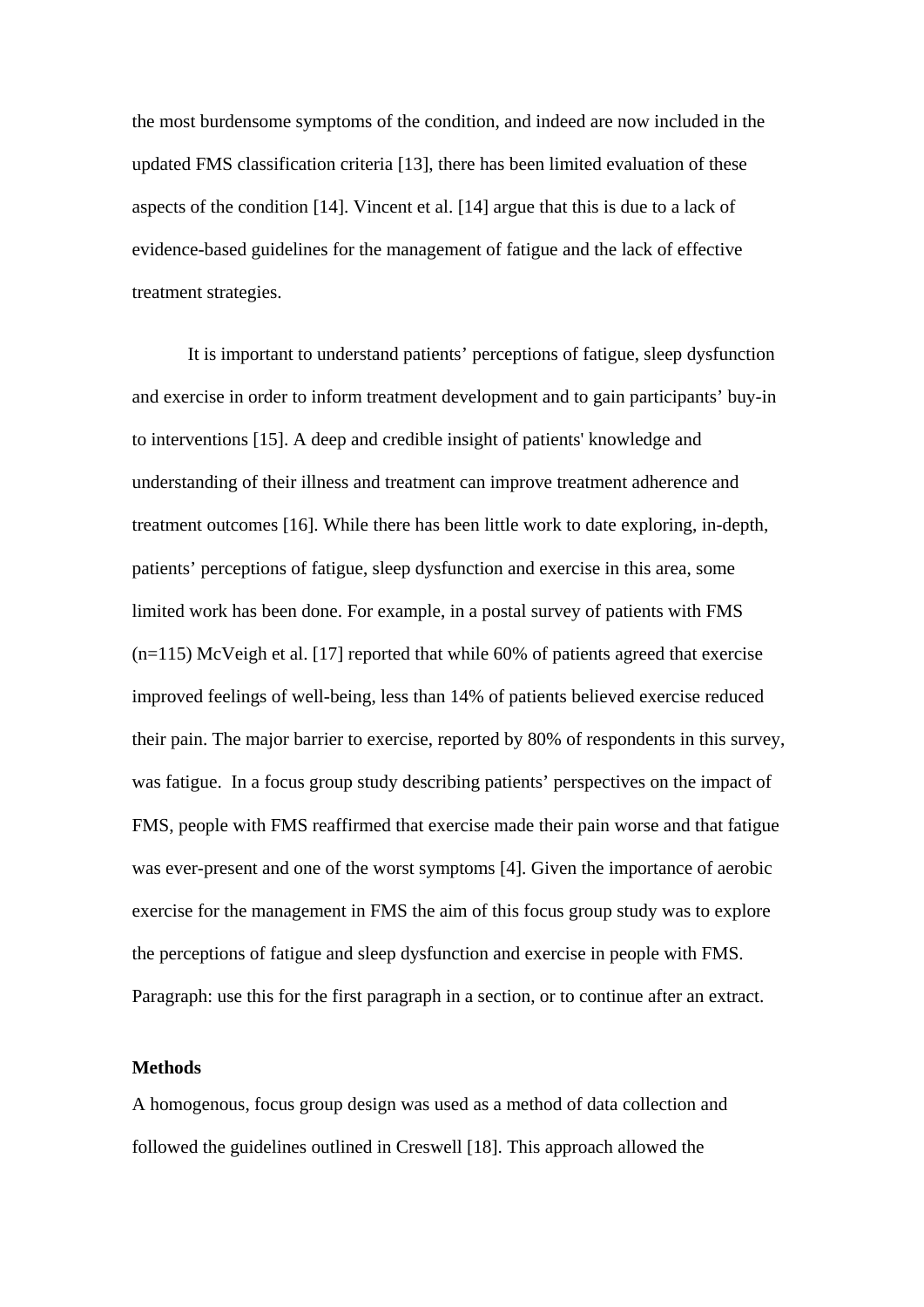the most burdensome symptoms of the condition, and indeed are now included in the updated FMS classification criteria [13], there has been limited evaluation of these aspects of the condition [14]. Vincent et al. [14] argue that this is due to a lack of evidence-based guidelines for the management of fatigue and the lack of effective treatment strategies.

It is important to understand patients' perceptions of fatigue, sleep dysfunction and exercise in order to inform treatment development and to gain participants' buy-in to interventions [15]. A deep and credible insight of patients' knowledge and understanding of their illness and treatment can improve treatment adherence and treatment outcomes [16]. While there has been little work to date exploring, in-depth, patients' perceptions of fatigue, sleep dysfunction and exercise in this area, some limited work has been done. For example, in a postal survey of patients with FMS (n=115) McVeigh et al. [17] reported that while 60% of patients agreed that exercise improved feelings of well-being, less than 14% of patients believed exercise reduced their pain. The major barrier to exercise, reported by 80% of respondents in this survey, was fatigue. In a focus group study describing patients' perspectives on the impact of FMS, people with FMS reaffirmed that exercise made their pain worse and that fatigue was ever-present and one of the worst symptoms [4]. Given the importance of aerobic exercise for the management in FMS the aim of this focus group study was to explore the perceptions of fatigue and sleep dysfunction and exercise in people with FMS. Paragraph: use this for the first paragraph in a section, or to continue after an extract.

**Methods**

A homogenous, focus group design was used as a method of data collection and followed the guidelines outlined in Creswell [18]. This approach allowed the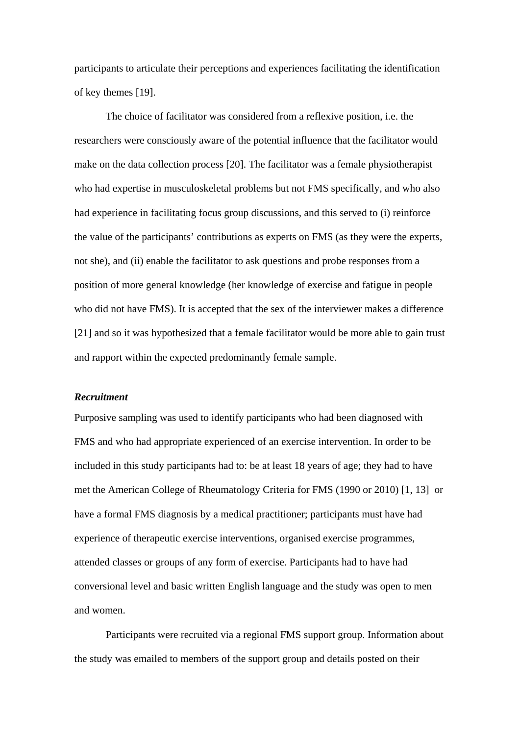participants to articulate their perceptions and experiences facilitating the identification of key themes [19].

The choice of facilitator was considered from a reflexive position, i.e. the researchers were consciously aware of the potential influence that the facilitator would make on the data collection process [20]. The facilitator was a female physiotherapist who had expertise in musculoskeletal problems but not FMS specifically, and who also had experience in facilitating focus group discussions, and this served to (i) reinforce the value of the participants' contributions as experts on FMS (as they were the experts, not she), and (ii) enable the facilitator to ask questions and probe responses from a position of more general knowledge (her knowledge of exercise and fatigue in people who did not have FMS). It is accepted that the sex of the interviewer makes a difference [21] and so it was hypothesized that a female facilitator would be more able to gain trust and rapport within the expected predominantly female sample.

***Recruitment***

Purposive sampling was used to identify participants who had been diagnosed with FMS and who had appropriate experienced of an exercise intervention. In order to be included in this study participants had to: be at least 18 years of age; they had to have met the American College of Rheumatology Criteria for FMS (1990 or 2010) [1, 13] or have a formal FMS diagnosis by a medical practitioner; participants must have had experience of therapeutic exercise interventions, organised exercise programmes, attended classes or groups of any form of exercise. Participants had to have had conversional level and basic written English language and the study was open to men and women.

Participants were recruited via a regional FMS support group. Information about the study was emailed to members of the support group and details posted on their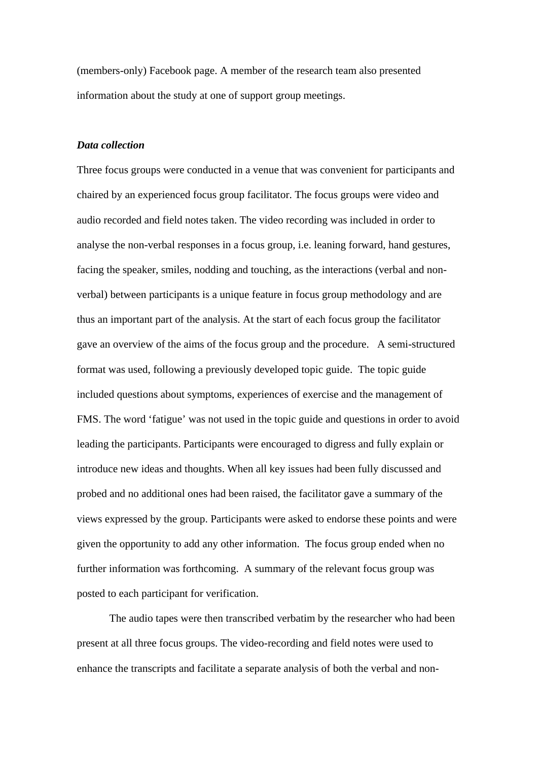(members-only) Facebook page. A member of the research team also presented information about the study at one of support group meetings.

***Data collection***

Three focus groups were conducted in a venue that was convenient for participants and chaired by an experienced focus group facilitator. The focus groups were video and audio recorded and field notes taken. The video recording was included in order to analyse the non-verbal responses in a focus group, i.e. leaning forward, hand gestures, facing the speaker, smiles, nodding and touching, as the interactions (verbal and non-verbal) between participants is a unique feature in focus group methodology and are thus an important part of the analysis. At the start of each focus group the facilitator gave an overview of the aims of the focus group and the procedure. A semi-structured format was used, following a previously developed topic guide. The topic guide included questions about symptoms, experiences of exercise and the management of FMS. The word 'fatigue' was not used in the topic guide and questions in order to avoid leading the participants. Participants were encouraged to digress and fully explain or introduce new ideas and thoughts. When all key issues had been fully discussed and probed and no additional ones had been raised, the facilitator gave a summary of the views expressed by the group. Participants were asked to endorse these points and were given the opportunity to add any other information. The focus group ended when no further information was forthcoming. A summary of the relevant focus group was posted to each participant for verification.

The audio tapes were then transcribed verbatim by the researcher who had been present at all three focus groups. The video-recording and field notes were used to enhance the transcripts and facilitate a separate analysis of both the verbal and non-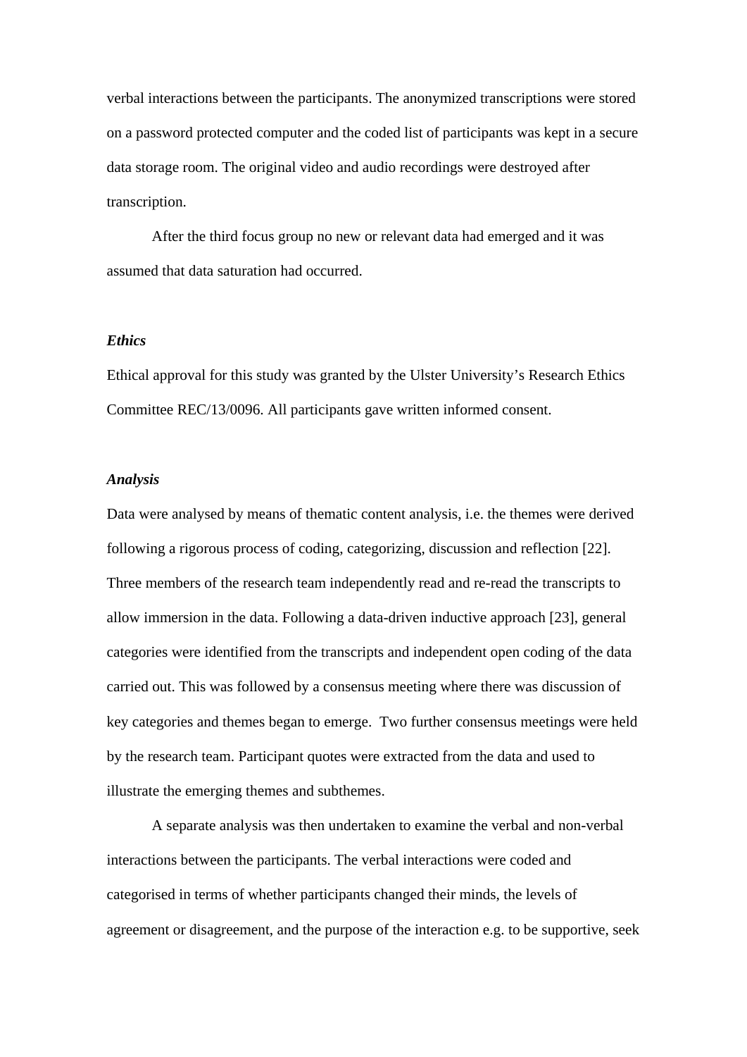verbal interactions between the participants. The anonymized transcriptions were stored on a password protected computer and the coded list of participants was kept in a secure data storage room. The original video and audio recordings were destroyed after transcription.

After the third focus group no new or relevant data had emerged and it was assumed that data saturation had occurred.

### *Ethics*

Ethical approval for this study was granted by the Ulster University's Research Ethics Committee REC/13/0096. All participants gave written informed consent.

### *Analysis*

Data were analysed by means of thematic content analysis, i.e. the themes were derived following a rigorous process of coding, categorizing, discussion and reflection [22]. Three members of the research team independently read and re-read the transcripts to allow immersion in the data. Following a data-driven inductive approach [23], general categories were identified from the transcripts and independent open coding of the data carried out. This was followed by a consensus meeting where there was discussion of key categories and themes began to emerge. Two further consensus meetings were held by the research team. Participant quotes were extracted from the data and used to illustrate the emerging themes and subthemes.

A separate analysis was then undertaken to examine the verbal and non-verbal interactions between the participants. The verbal interactions were coded and categorised in terms of whether participants changed their minds, the levels of agreement or disagreement, and the purpose of the interaction e.g. to be supportive, seek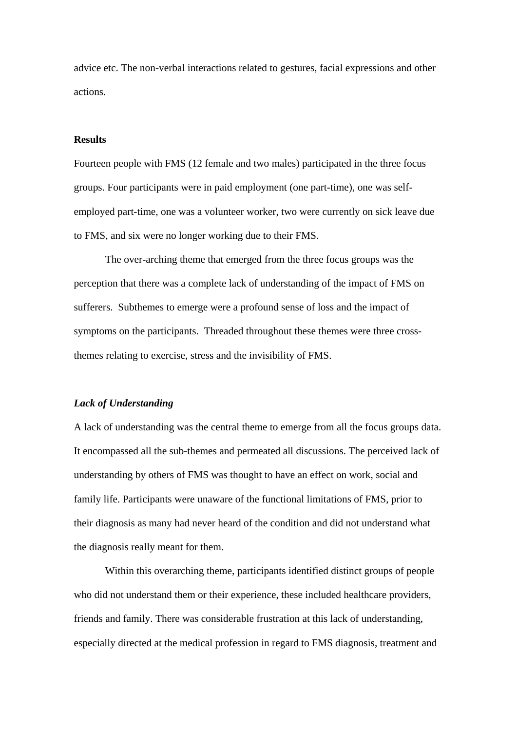advice etc. The non-verbal interactions related to gestures, facial expressions and other actions.

**Results**

Fourteen people with FMS (12 female and two males) participated in the three focus groups. Four participants were in paid employment (one part-time), one was self-employed part-time, one was a volunteer worker, two were currently on sick leave due to FMS, and six were no longer working due to their FMS.

The over-arching theme that emerged from the three focus groups was the perception that there was a complete lack of understanding of the impact of FMS on sufferers. Subthemes to emerge were a profound sense of loss and the impact of symptoms on the participants. Threaded throughout these themes were three cross-themes relating to exercise, stress and the invisibility of FMS.

***Lack of Understanding***

A lack of understanding was the central theme to emerge from all the focus groups data. It encompassed all the sub-themes and permeated all discussions. The perceived lack of understanding by others of FMS was thought to have an effect on work, social and family life. Participants were unaware of the functional limitations of FMS, prior to their diagnosis as many had never heard of the condition and did not understand what the diagnosis really meant for them.

Within this overarching theme, participants identified distinct groups of people who did not understand them or their experience, these included healthcare providers, friends and family. There was considerable frustration at this lack of understanding, especially directed at the medical profession in regard to FMS diagnosis, treatment and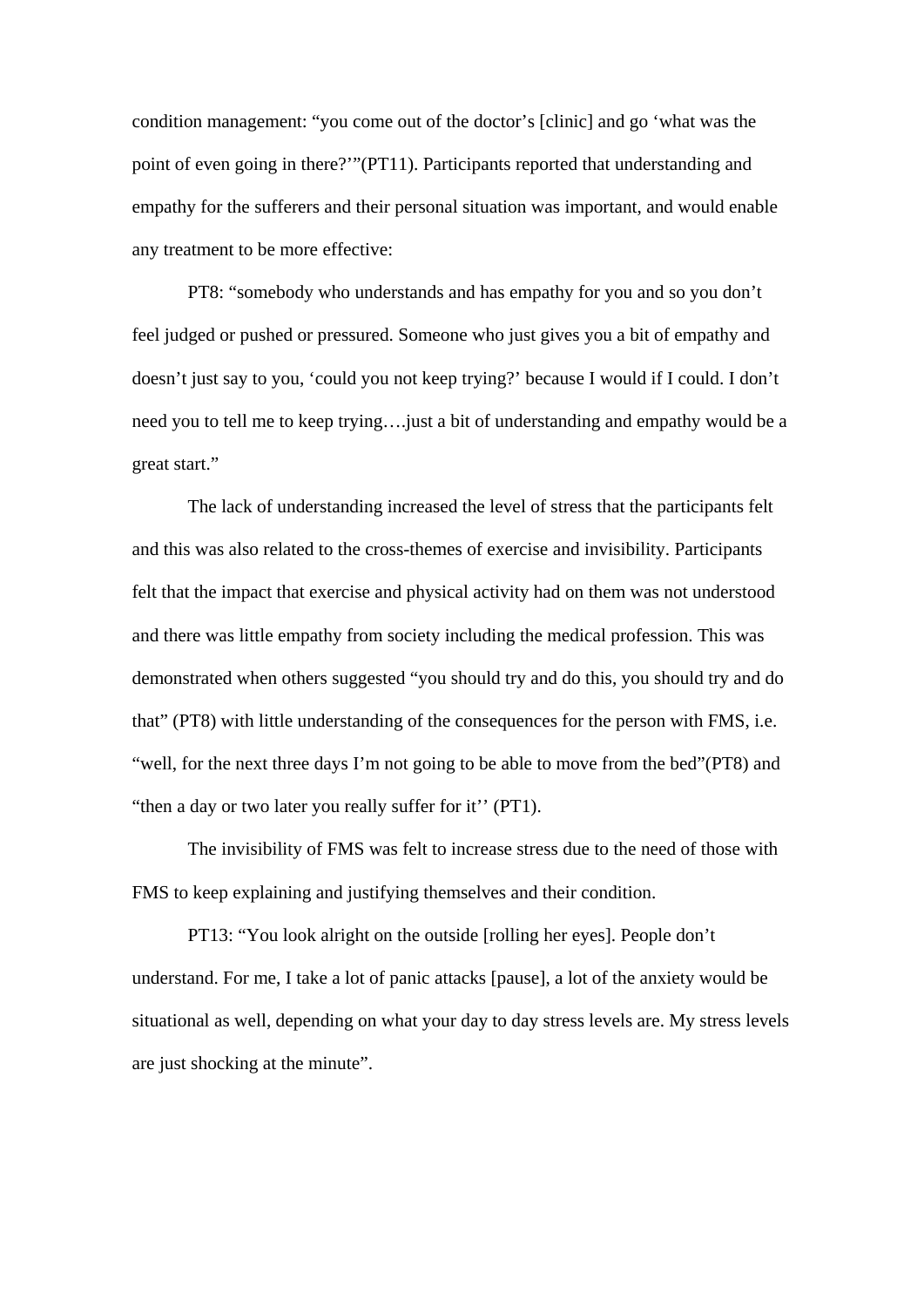condition management: “you come out of the doctor’s [clinic] and go ‘what was the point of even going in there?’”(PT11). Participants reported that understanding and empathy for the sufferers and their personal situation was important, and would enable any treatment to be more effective:

PT8: “somebody who understands and has empathy for you and so you don’t feel judged or pushed or pressured. Someone who just gives you a bit of empathy and doesn’t just say to you, ‘could you not keep trying?’ because I would if I could. I don’t need you to tell me to keep trying….just a bit of understanding and empathy would be a great start.”

The lack of understanding increased the level of stress that the participants felt and this was also related to the cross-themes of exercise and invisibility. Participants felt that the impact that exercise and physical activity had on them was not understood and there was little empathy from society including the medical profession. This was demonstrated when others suggested “you should try and do this, you should try and do that” (PT8) with little understanding of the consequences for the person with FMS, i.e. “well, for the next three days I’m not going to be able to move from the bed”(PT8) and “then a day or two later you really suffer for it’’ (PT1).

The invisibility of FMS was felt to increase stress due to the need of those with FMS to keep explaining and justifying themselves and their condition.

PT13: “You look alright on the outside [rolling her eyes]. People don’t understand. For me, I take a lot of panic attacks [pause], a lot of the anxiety would be situational as well, depending on what your day to day stress levels are. My stress levels are just shocking at the minute”.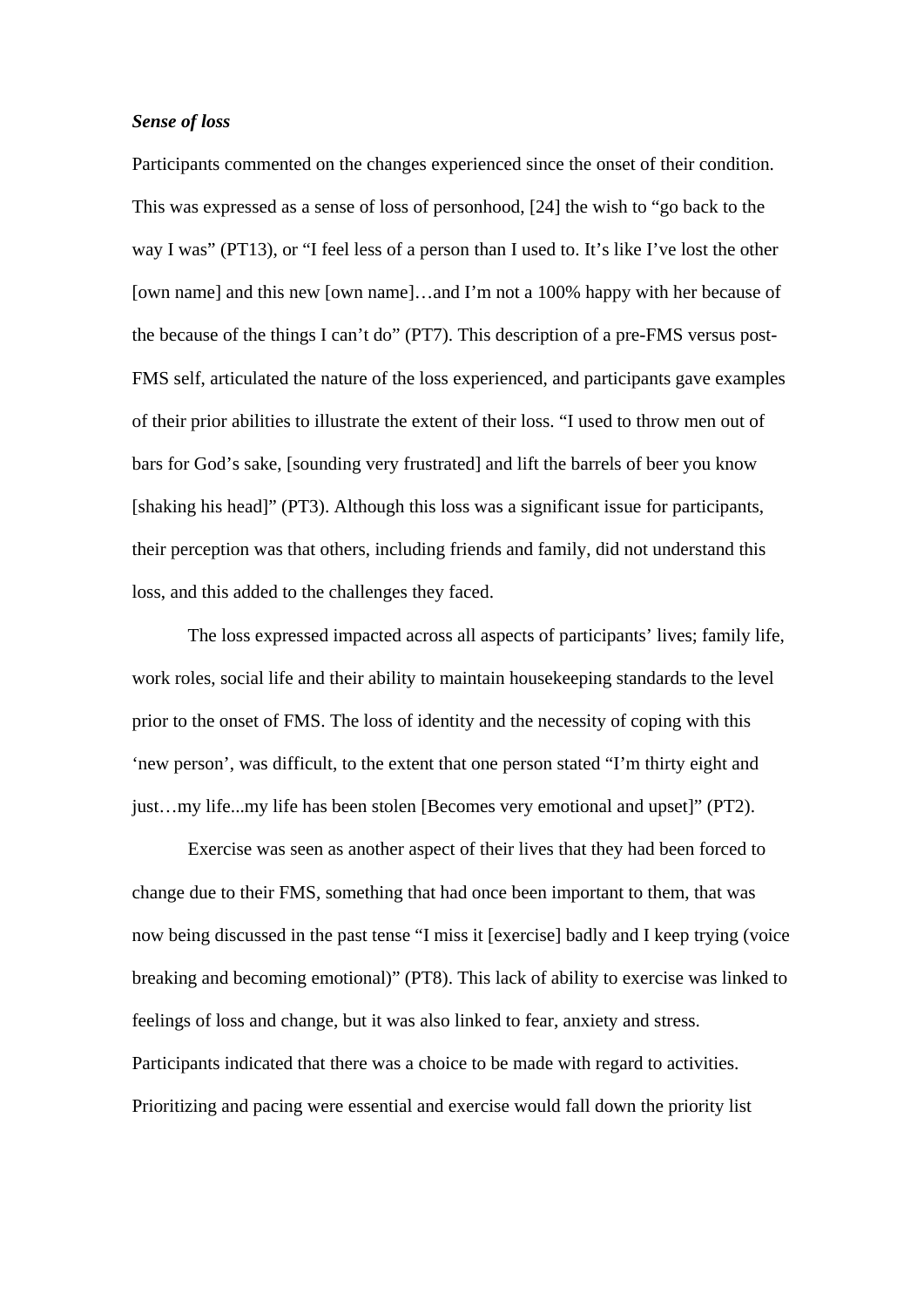***Sense of loss***

Participants commented on the changes experienced since the onset of their condition. This was expressed as a sense of loss of personhood, [24] the wish to “go back to the way I was” (PT13), or “I feel less of a person than I used to. It’s like I’ve lost the other [own name] and this new [own name]…and I’m not a 100% happy with her because of the because of the things I can’t do” (PT7). This description of a pre-FMS versus post-FMS self, articulated the nature of the loss experienced, and participants gave examples of their prior abilities to illustrate the extent of their loss. “I used to throw men out of bars for God’s sake, [sounding very frustrated] and lift the barrels of beer you know [shaking his head]” (PT3). Although this loss was a significant issue for participants, their perception was that others, including friends and family, did not understand this loss, and this added to the challenges they faced.

The loss expressed impacted across all aspects of participants’ lives; family life, work roles, social life and their ability to maintain housekeeping standards to the level prior to the onset of FMS. The loss of identity and the necessity of coping with this ‘new person’, was difficult, to the extent that one person stated “I’m thirty eight and just…my life...my life has been stolen [Becomes very emotional and upset]” (PT2).

Exercise was seen as another aspect of their lives that they had been forced to change due to their FMS, something that had once been important to them, that was now being discussed in the past tense “I miss it [exercise] badly and I keep trying (voice breaking and becoming emotional)” (PT8). This lack of ability to exercise was linked to feelings of loss and change, but it was also linked to fear, anxiety and stress. Participants indicated that there was a choice to be made with regard to activities. Prioritizing and pacing were essential and exercise would fall down the priority list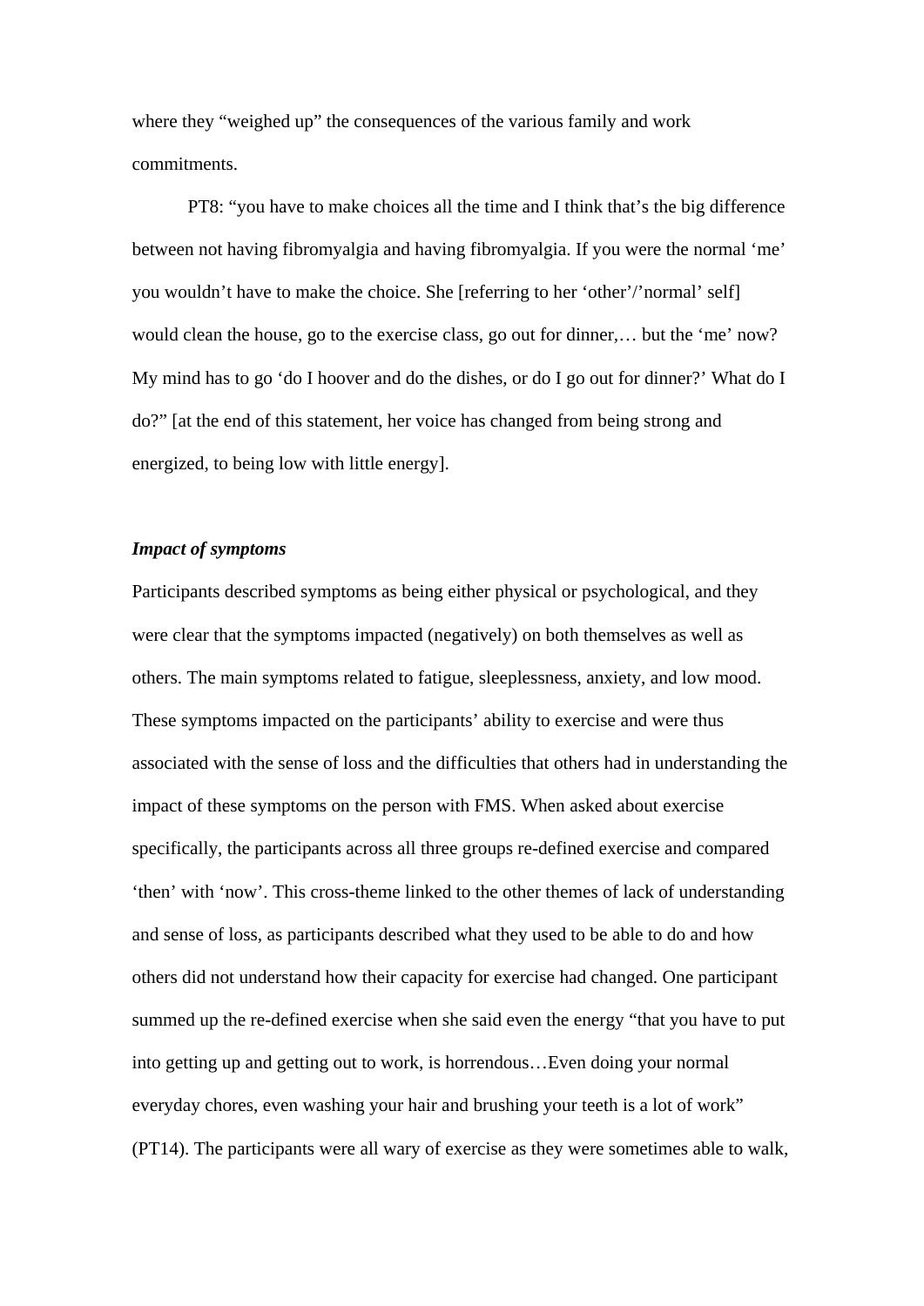where they “weighed up” the consequences of the various family and work commitments.

PT8: “you have to make choices all the time and I think that’s the big difference between not having fibromyalgia and having fibromyalgia. If you were the normal ‘me’ you wouldn’t have to make the choice. She [referring to her ‘other’/’normal’ self] would clean the house, go to the exercise class, go out for dinner,… but the ‘me’ now? My mind has to go ‘do I hoover and do the dishes, or do I go out for dinner?’ What do I do?” [at the end of this statement, her voice has changed from being strong and energized, to being low with little energy].

***Impact of symptoms***

Participants described symptoms as being either physical or psychological, and they were clear that the symptoms impacted (negatively) on both themselves as well as others. The main symptoms related to fatigue, sleeplessness, anxiety, and low mood. These symptoms impacted on the participants’ ability to exercise and were thus associated with the sense of loss and the difficulties that others had in understanding the impact of these symptoms on the person with FMS. When asked about exercise specifically, the participants across all three groups re-defined exercise and compared ‘then’ with ‘now’. This cross-theme linked to the other themes of lack of understanding and sense of loss, as participants described what they used to be able to do and how others did not understand how their capacity for exercise had changed. One participant summed up the re-defined exercise when she said even the energy “that you have to put into getting up and getting out to work, is horrendous…Even doing your normal everyday chores, even washing your hair and brushing your teeth is a lot of work” (PT14). The participants were all wary of exercise as they were sometimes able to walk,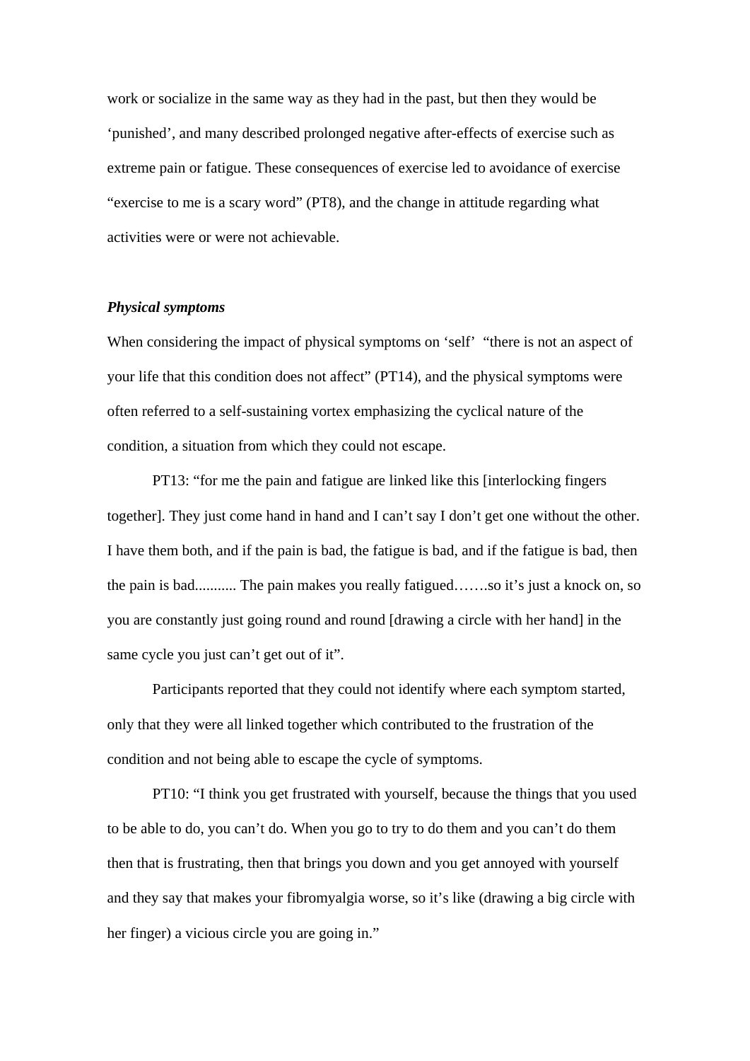work or socialize in the same way as they had in the past, but then they would be ‘punished’, and many described prolonged negative after-effects of exercise such as extreme pain or fatigue. These consequences of exercise led to avoidance of exercise “exercise to me is a scary word” (PT8), and the change in attitude regarding what activities were or were not achievable.

***Physical symptoms***

When considering the impact of physical symptoms on ‘self’ “there is not an aspect of your life that this condition does not affect” (PT14), and the physical symptoms were often referred to a self-sustaining vortex emphasizing the cyclical nature of the condition, a situation from which they could not escape.

PT13: “for me the pain and fatigue are linked like this [interlocking fingers together]. They just come hand in hand and I can’t say I don’t get one without the other. I have them both, and if the pain is bad, the fatigue is bad, and if the fatigue is bad, then the pain is bad........... The pain makes you really fatigued…….so it’s just a knock on, so you are constantly just going round and round [drawing a circle with her hand] in the same cycle you just can’t get out of it”.

Participants reported that they could not identify where each symptom started, only that they were all linked together which contributed to the frustration of the condition and not being able to escape the cycle of symptoms.

PT10: “I think you get frustrated with yourself, because the things that you used to be able to do, you can’t do. When you go to try to do them and you can’t do them then that is frustrating, then that brings you down and you get annoyed with yourself and they say that makes your fibromyalgia worse, so it’s like (drawing a big circle with her finger) a vicious circle you are going in.”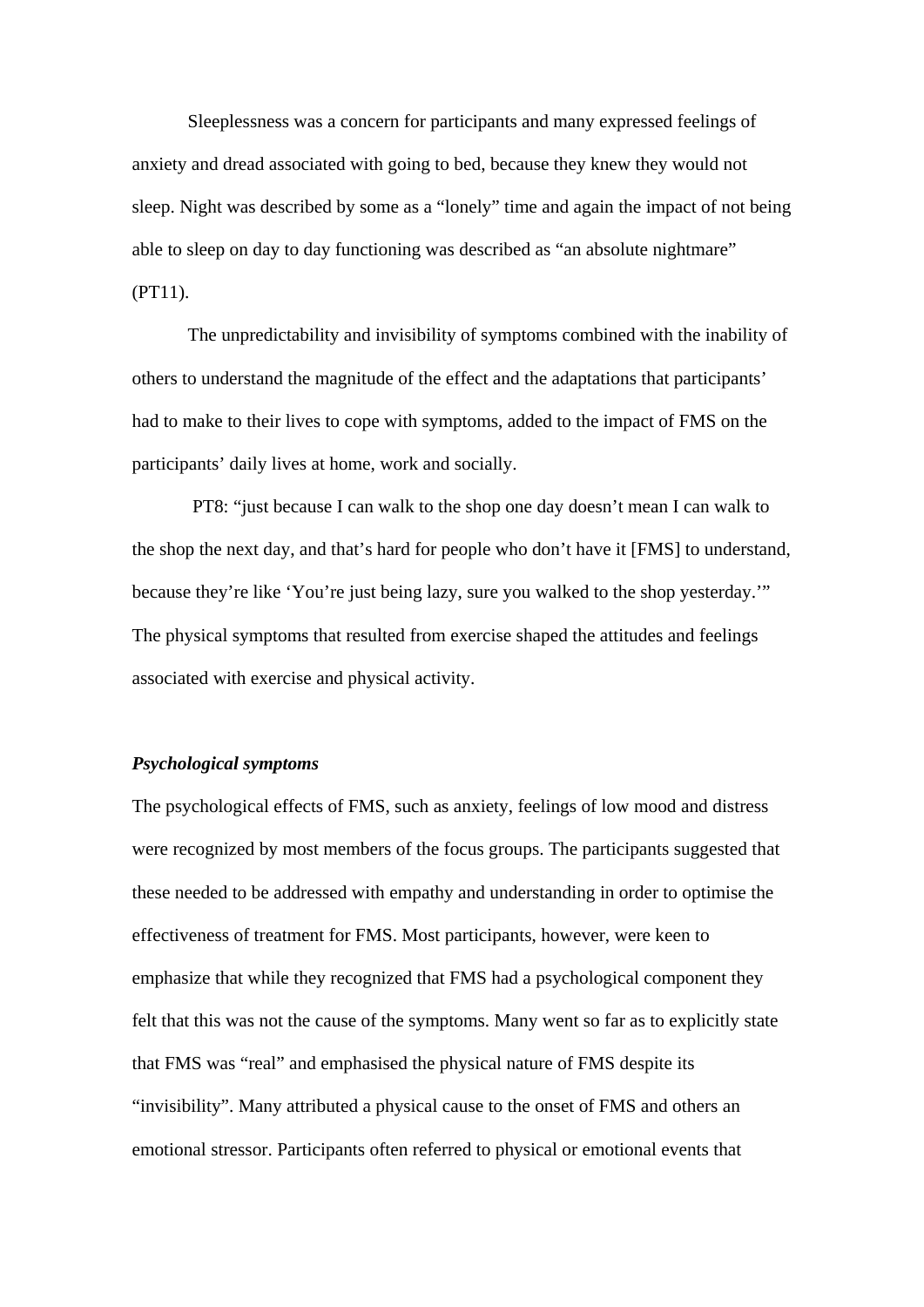Sleeplessness was a concern for participants and many expressed feelings of anxiety and dread associated with going to bed, because they knew they would not sleep. Night was described by some as a "lonely" time and again the impact of not being able to sleep on day to day functioning was described as "an absolute nightmare" (PT11).

The unpredictability and invisibility of symptoms combined with the inability of others to understand the magnitude of the effect and the adaptations that participants' had to make to their lives to cope with symptoms, added to the impact of FMS on the participants' daily lives at home, work and socially.

PT8: "just because I can walk to the shop one day doesn't mean I can walk to the shop the next day, and that's hard for people who don't have it [FMS] to understand, because they're like 'You're just being lazy, sure you walked to the shop yesterday.'"
The physical symptoms that resulted from exercise shaped the attitudes and feelings associated with exercise and physical activity.

***Psychological symptoms***

The psychological effects of FMS, such as anxiety, feelings of low mood and distress were recognized by most members of the focus groups. The participants suggested that these needed to be addressed with empathy and understanding in order to optimise the effectiveness of treatment for FMS. Most participants, however, were keen to emphasize that while they recognized that FMS had a psychological component they felt that this was not the cause of the symptoms. Many went so far as to explicitly state that FMS was "real" and emphasised the physical nature of FMS despite its "invisibility". Many attributed a physical cause to the onset of FMS and others an emotional stressor. Participants often referred to physical or emotional events that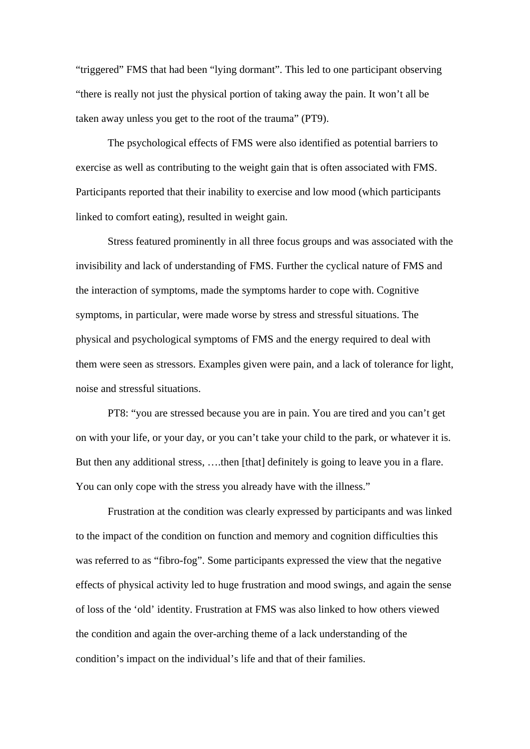"triggered" FMS that had been "lying dormant". This led to one participant observing "there is really not just the physical portion of taking away the pain. It won't all be taken away unless you get to the root of the trauma" (PT9).

The psychological effects of FMS were also identified as potential barriers to exercise as well as contributing to the weight gain that is often associated with FMS. Participants reported that their inability to exercise and low mood (which participants linked to comfort eating), resulted in weight gain.

Stress featured prominently in all three focus groups and was associated with the invisibility and lack of understanding of FMS. Further the cyclical nature of FMS and the interaction of symptoms, made the symptoms harder to cope with. Cognitive symptoms, in particular, were made worse by stress and stressful situations. The physical and psychological symptoms of FMS and the energy required to deal with them were seen as stressors. Examples given were pain, and a lack of tolerance for light, noise and stressful situations.

PT8: "you are stressed because you are in pain. You are tired and you can't get on with your life, or your day, or you can't take your child to the park, or whatever it is. But then any additional stress, ….then [that] definitely is going to leave you in a flare. You can only cope with the stress you already have with the illness."

Frustration at the condition was clearly expressed by participants and was linked to the impact of the condition on function and memory and cognition difficulties this was referred to as "fibro-fog". Some participants expressed the view that the negative effects of physical activity led to huge frustration and mood swings, and again the sense of loss of the 'old' identity. Frustration at FMS was also linked to how others viewed the condition and again the over-arching theme of a lack understanding of the condition's impact on the individual's life and that of their families.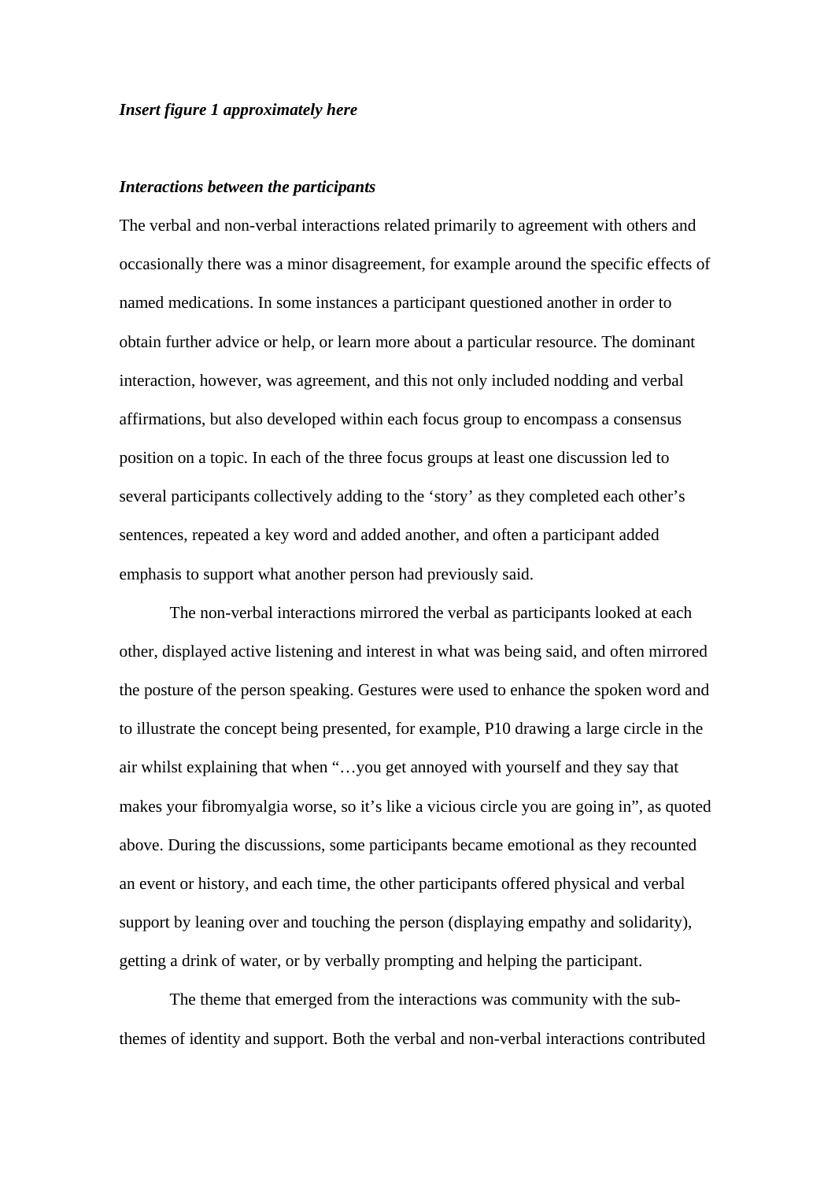*Insert figure 1 approximately here*

***Interactions between the participants***

The verbal and non-verbal interactions related primarily to agreement with others and occasionally there was a minor disagreement, for example around the specific effects of named medications. In some instances a participant questioned another in order to obtain further advice or help, or learn more about a particular resource. The dominant interaction, however, was agreement, and this not only included nodding and verbal affirmations, but also developed within each focus group to encompass a consensus position on a topic. In each of the three focus groups at least one discussion led to several participants collectively adding to the 'story' as they completed each other's sentences, repeated a key word and added another, and often a participant added emphasis to support what another person had previously said.

The non-verbal interactions mirrored the verbal as participants looked at each other, displayed active listening and interest in what was being said, and often mirrored the posture of the person speaking. Gestures were used to enhance the spoken word and to illustrate the concept being presented, for example, P10 drawing a large circle in the air whilst explaining that when "…you get annoyed with yourself and they say that makes your fibromyalgia worse, so it's like a vicious circle you are going in", as quoted above. During the discussions, some participants became emotional as they recounted an event or history, and each time, the other participants offered physical and verbal support by leaning over and touching the person (displaying empathy and solidarity), getting a drink of water, or by verbally prompting and helping the participant.

The theme that emerged from the interactions was community with the sub-themes of identity and support. Both the verbal and non-verbal interactions contributed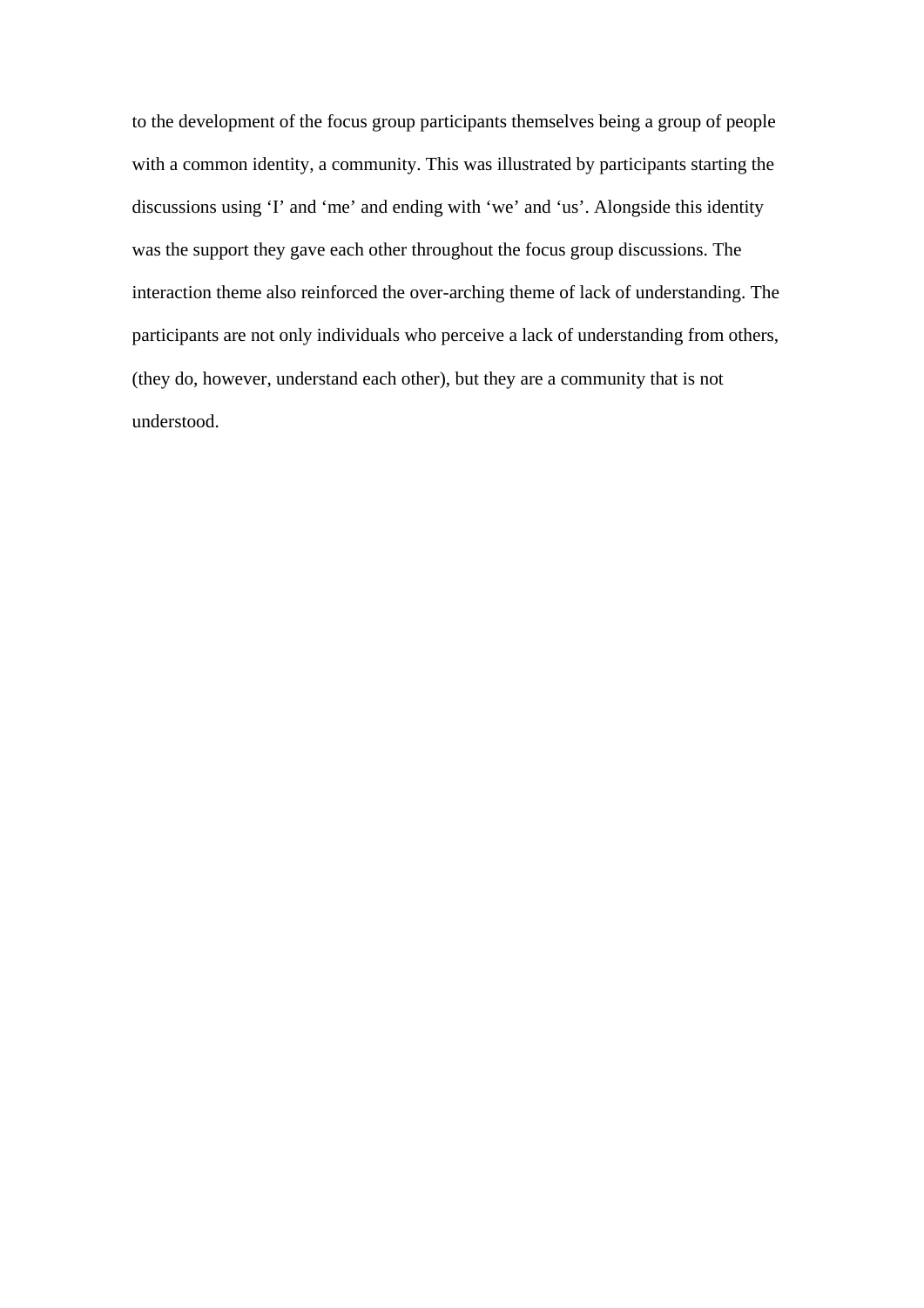to the development of the focus group participants themselves being a group of people with a common identity, a community. This was illustrated by participants starting the discussions using ‘I’ and ‘me’ and ending with ‘we’ and ‘us’. Alongside this identity was the support they gave each other throughout the focus group discussions. The interaction theme also reinforced the over-arching theme of lack of understanding. The participants are not only individuals who perceive a lack of understanding from others, (they do, however, understand each other), but they are a community that is not understood.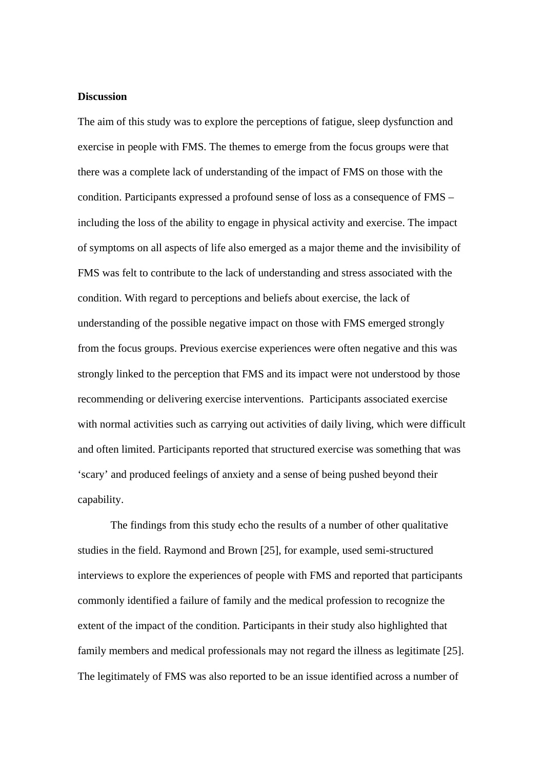**Discussion**

The aim of this study was to explore the perceptions of fatigue, sleep dysfunction and exercise in people with FMS. The themes to emerge from the focus groups were that there was a complete lack of understanding of the impact of FMS on those with the condition. Participants expressed a profound sense of loss as a consequence of FMS – including the loss of the ability to engage in physical activity and exercise. The impact of symptoms on all aspects of life also emerged as a major theme and the invisibility of FMS was felt to contribute to the lack of understanding and stress associated with the condition. With regard to perceptions and beliefs about exercise, the lack of understanding of the possible negative impact on those with FMS emerged strongly from the focus groups. Previous exercise experiences were often negative and this was strongly linked to the perception that FMS and its impact were not understood by those recommending or delivering exercise interventions. Participants associated exercise with normal activities such as carrying out activities of daily living, which were difficult and often limited. Participants reported that structured exercise was something that was 'scary' and produced feelings of anxiety and a sense of being pushed beyond their capability.

The findings from this study echo the results of a number of other qualitative studies in the field. Raymond and Brown [25], for example, used semi-structured interviews to explore the experiences of people with FMS and reported that participants commonly identified a failure of family and the medical profession to recognize the extent of the impact of the condition. Participants in their study also highlighted that family members and medical professionals may not regard the illness as legitimate [25]. The legitimately of FMS was also reported to be an issue identified across a number of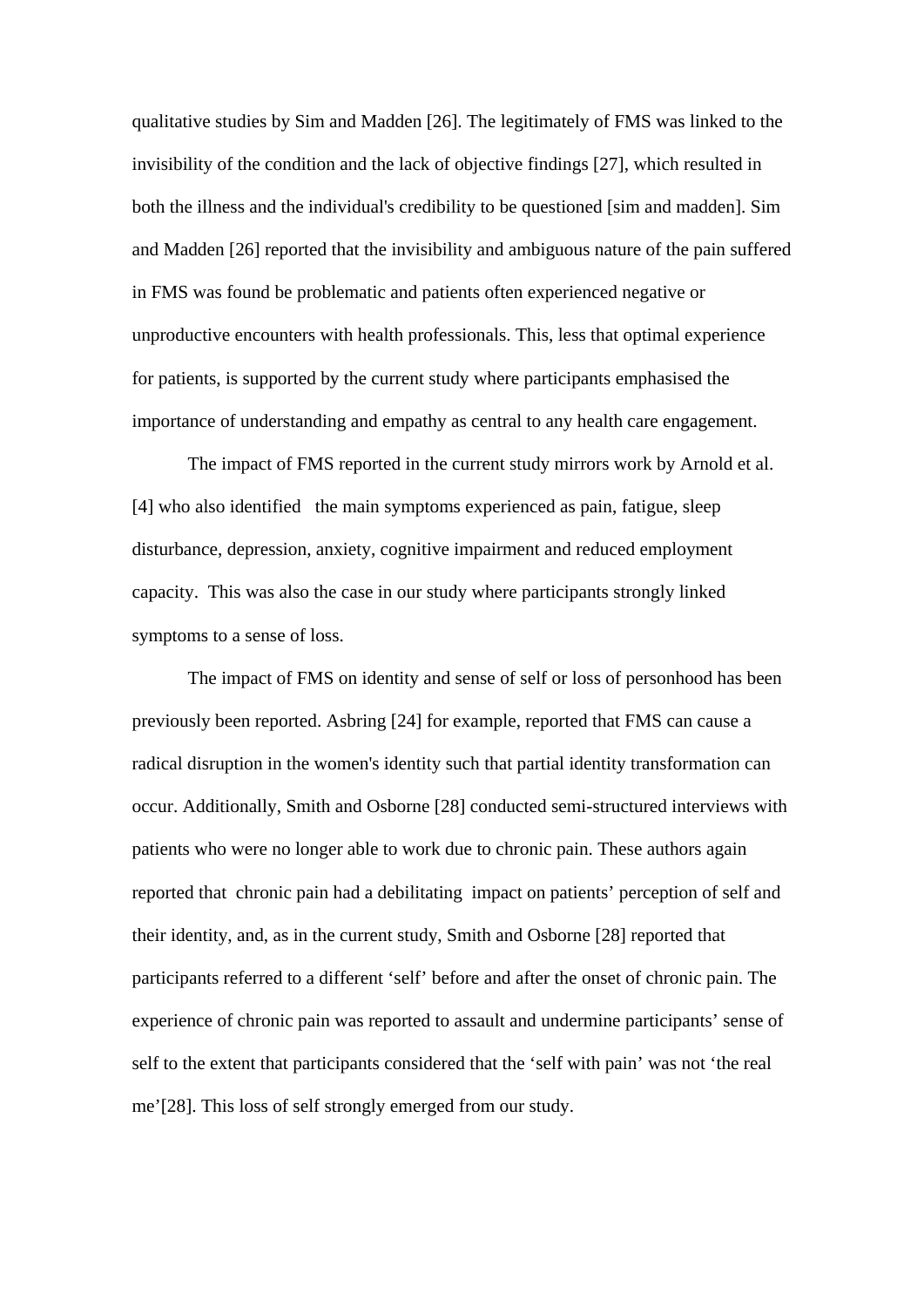qualitative studies by Sim and Madden [26]. The legitimately of FMS was linked to the invisibility of the condition and the lack of objective findings [27], which resulted in both the illness and the individual's credibility to be questioned [sim and madden]. Sim and Madden [26] reported that the invisibility and ambiguous nature of the pain suffered in FMS was found be problematic and patients often experienced negative or unproductive encounters with health professionals. This, less that optimal experience for patients, is supported by the current study where participants emphasised the importance of understanding and empathy as central to any health care engagement.

The impact of FMS reported in the current study mirrors work by Arnold et al. [4] who also identified the main symptoms experienced as pain, fatigue, sleep disturbance, depression, anxiety, cognitive impairment and reduced employment capacity. This was also the case in our study where participants strongly linked symptoms to a sense of loss.

The impact of FMS on identity and sense of self or loss of personhood has been previously been reported. Asbring [24] for example, reported that FMS can cause a radical disruption in the women's identity such that partial identity transformation can occur. Additionally, Smith and Osborne [28] conducted semi-structured interviews with patients who were no longer able to work due to chronic pain. These authors again reported that chronic pain had a debilitating impact on patients' perception of self and their identity, and, as in the current study, Smith and Osborne [28] reported that participants referred to a different 'self' before and after the onset of chronic pain. The experience of chronic pain was reported to assault and undermine participants' sense of self to the extent that participants considered that the 'self with pain' was not 'the real me'[28]. This loss of self strongly emerged from our study.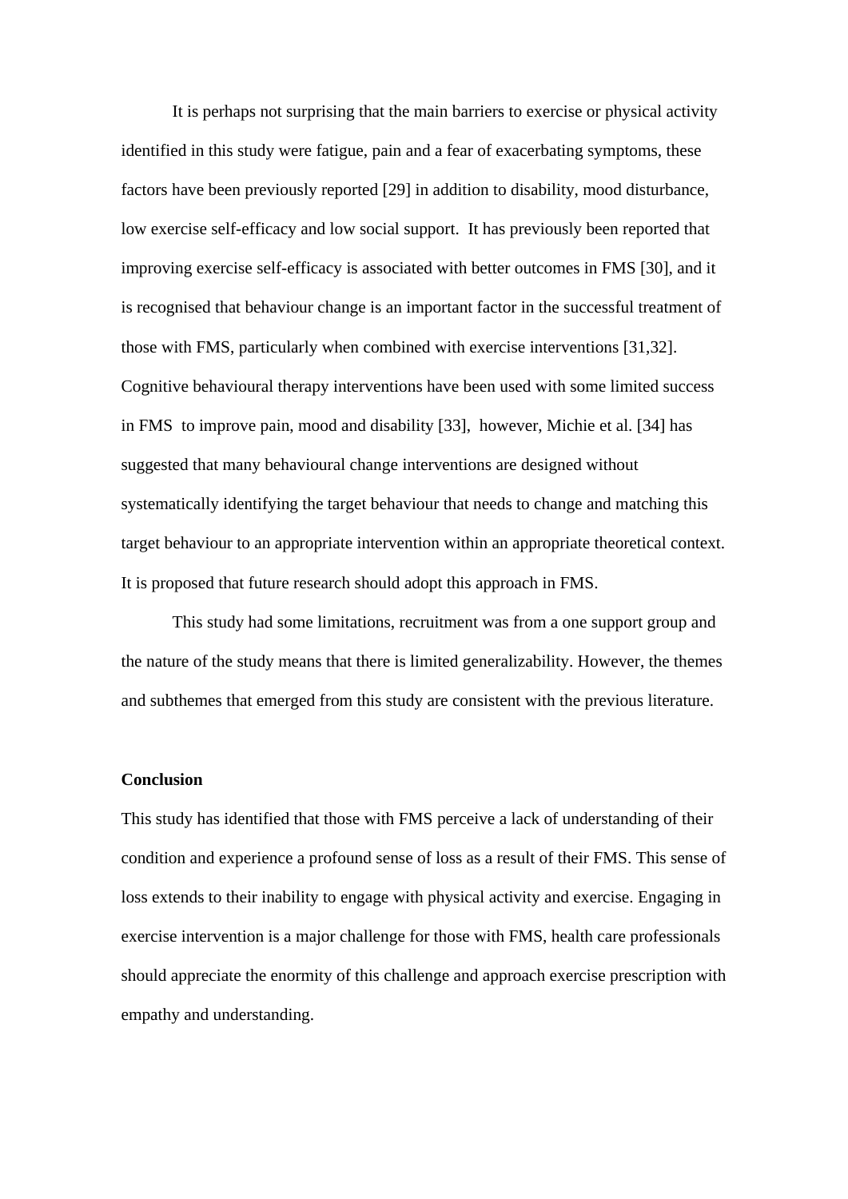It is perhaps not surprising that the main barriers to exercise or physical activity identified in this study were fatigue, pain and a fear of exacerbating symptoms, these factors have been previously reported [29] in addition to disability, mood disturbance, low exercise self-efficacy and low social support. It has previously been reported that improving exercise self-efficacy is associated with better outcomes in FMS [30], and it is recognised that behaviour change is an important factor in the successful treatment of those with FMS, particularly when combined with exercise interventions [31,32]. Cognitive behavioural therapy interventions have been used with some limited success in FMS to improve pain, mood and disability [33], however, Michie et al. [34] has suggested that many behavioural change interventions are designed without systematically identifying the target behaviour that needs to change and matching this target behaviour to an appropriate intervention within an appropriate theoretical context. It is proposed that future research should adopt this approach in FMS.

This study had some limitations, recruitment was from a one support group and the nature of the study means that there is limited generalizability. However, the themes and subthemes that emerged from this study are consistent with the previous literature.

**Conclusion**

This study has identified that those with FMS perceive a lack of understanding of their condition and experience a profound sense of loss as a result of their FMS. This sense of loss extends to their inability to engage with physical activity and exercise. Engaging in exercise intervention is a major challenge for those with FMS, health care professionals should appreciate the enormity of this challenge and approach exercise prescription with empathy and understanding.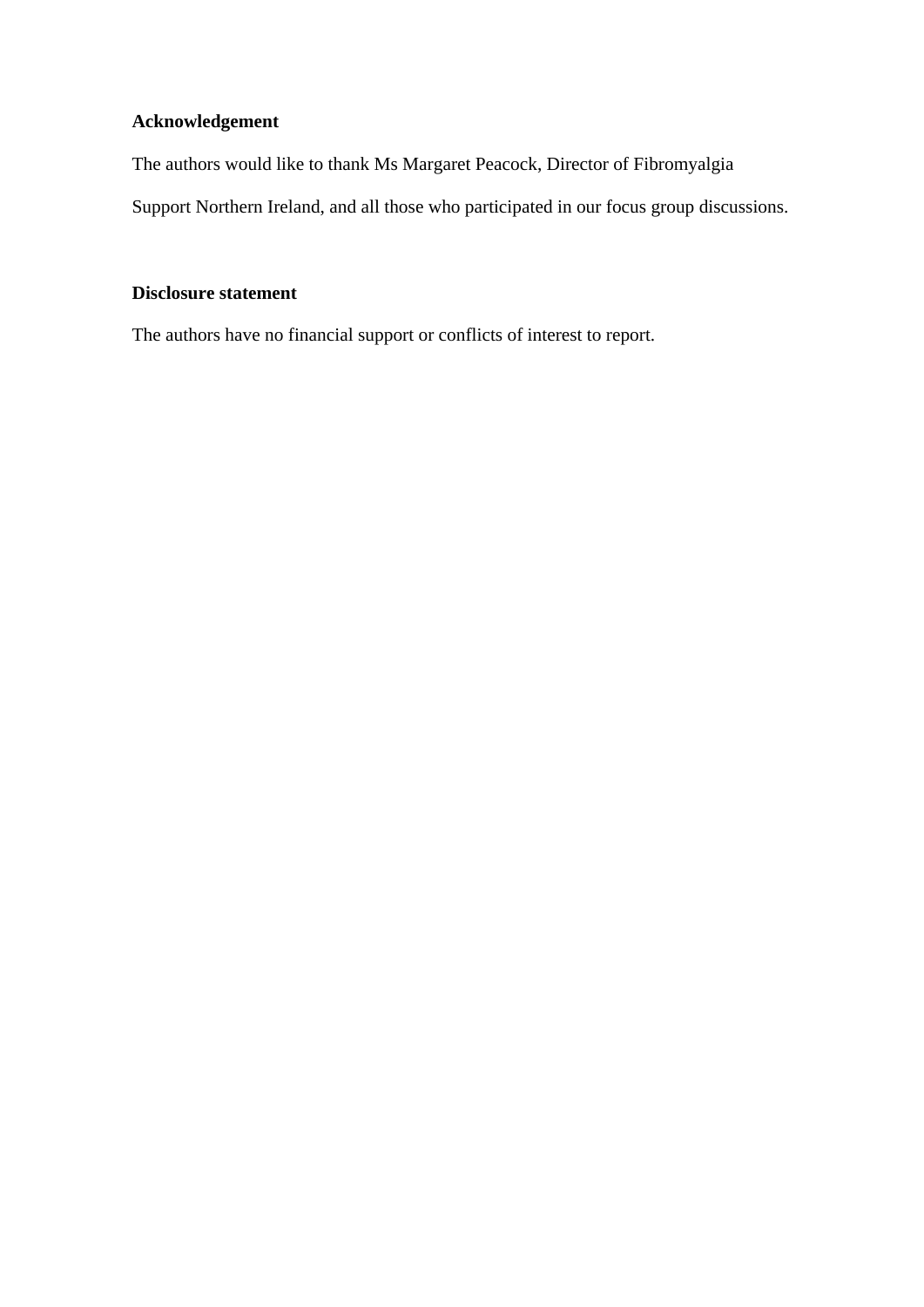## Acknowledgement

The authors would like to thank Ms Margaret Peacock, Director of Fibromyalgia Support Northern Ireland, and all those who participated in our focus group discussions.

## Disclosure statement

The authors have no financial support or conflicts of interest to report.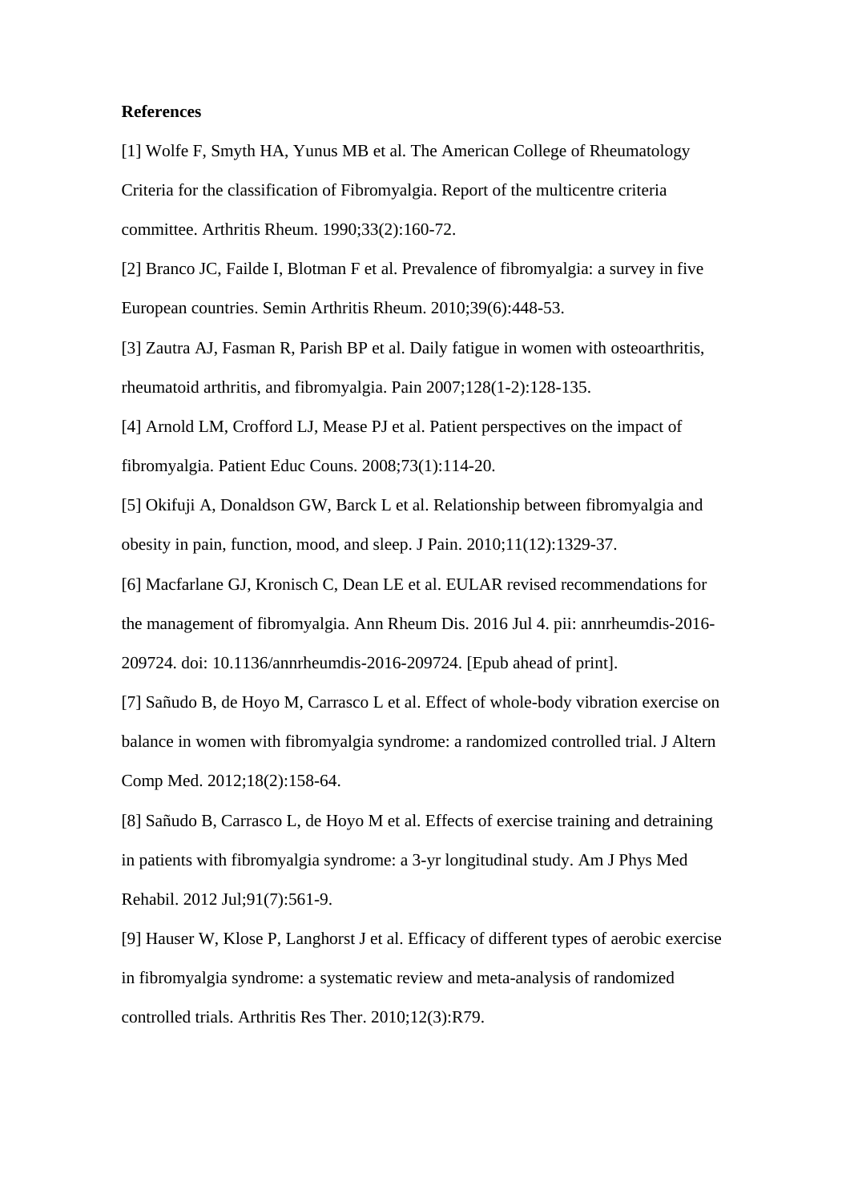**References**

[1] Wolfe F, Smyth HA, Yunus MB et al. The American College of Rheumatology Criteria for the classification of Fibromyalgia. Report of the multicentre criteria committee. Arthritis Rheum. 1990;33(2):160-72.

[2] Branco JC, Failde I, Blotman F et al. Prevalence of fibromyalgia: a survey in five European countries. Semin Arthritis Rheum. 2010;39(6):448-53.

[3] Zautra AJ, Fasman R, Parish BP et al. Daily fatigue in women with osteoarthritis, rheumatoid arthritis, and fibromyalgia. Pain 2007;128(1-2):128-135.

[4] Arnold LM, Crofford LJ, Mease PJ et al. Patient perspectives on the impact of fibromyalgia. Patient Educ Couns. 2008;73(1):114-20.

[5] Okifuji A, Donaldson GW, Barck L et al. Relationship between fibromyalgia and obesity in pain, function, mood, and sleep. J Pain. 2010;11(12):1329-37.

[6] Macfarlane GJ, Kronisch C, Dean LE et al. EULAR revised recommendations for the management of fibromyalgia. Ann Rheum Dis. 2016 Jul 4. pii: annrheumdis-2016-209724. doi: 10.1136/annrheumdis-2016-209724. [Epub ahead of print].

[7] Sañudo B, de Hoyo M, Carrasco L et al. Effect of whole-body vibration exercise on balance in women with fibromyalgia syndrome: a randomized controlled trial. J Altern Comp Med. 2012;18(2):158-64.

[8] Sañudo B, Carrasco L, de Hoyo M et al. Effects of exercise training and detraining in patients with fibromyalgia syndrome: a 3-yr longitudinal study. Am J Phys Med Rehabil. 2012 Jul;91(7):561-9.

[9] Hauser W, Klose P, Langhorst J et al. Efficacy of different types of aerobic exercise in fibromyalgia syndrome: a systematic review and meta-analysis of randomized controlled trials. Arthritis Res Ther. 2010;12(3):R79.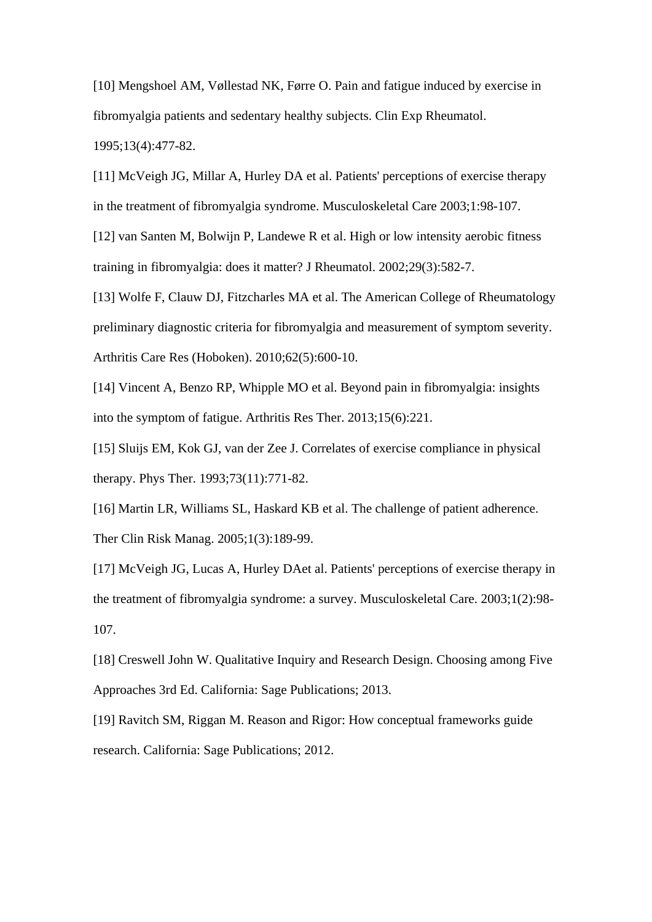[10] Mengshoel AM, Vøllestad NK, Førre O. Pain and fatigue induced by exercise in fibromyalgia patients and sedentary healthy subjects. Clin Exp Rheumatol. 1995;13(4):477-82.

[11] McVeigh JG, Millar A, Hurley DA et al. Patients' perceptions of exercise therapy in the treatment of fibromyalgia syndrome. Musculoskeletal Care 2003;1:98-107.

[12] van Santen M, Bolwijn P, Landewe R et al. High or low intensity aerobic fitness training in fibromyalgia: does it matter? J Rheumatol. 2002;29(3):582-7.

[13] Wolfe F, Clauw DJ, Fitzcharles MA et al. The American College of Rheumatology preliminary diagnostic criteria for fibromyalgia and measurement of symptom severity. Arthritis Care Res (Hoboken). 2010;62(5):600-10.

[14] Vincent A, Benzo RP, Whipple MO et al. Beyond pain in fibromyalgia: insights into the symptom of fatigue. Arthritis Res Ther. 2013;15(6):221.

[15] Sluijs EM, Kok GJ, van der Zee J. Correlates of exercise compliance in physical therapy. Phys Ther. 1993;73(11):771-82.

[16] Martin LR, Williams SL, Haskard KB et al. The challenge of patient adherence. Ther Clin Risk Manag. 2005;1(3):189-99.

[17] McVeigh JG, Lucas A, Hurley DAet al. Patients' perceptions of exercise therapy in the treatment of fibromyalgia syndrome: a survey. Musculoskeletal Care. 2003;1(2):98-107.

[18] Creswell John W. Qualitative Inquiry and Research Design. Choosing among Five Approaches 3rd Ed. California: Sage Publications; 2013.

[19] Ravitch SM, Riggan M. Reason and Rigor: How conceptual frameworks guide research. California: Sage Publications; 2012.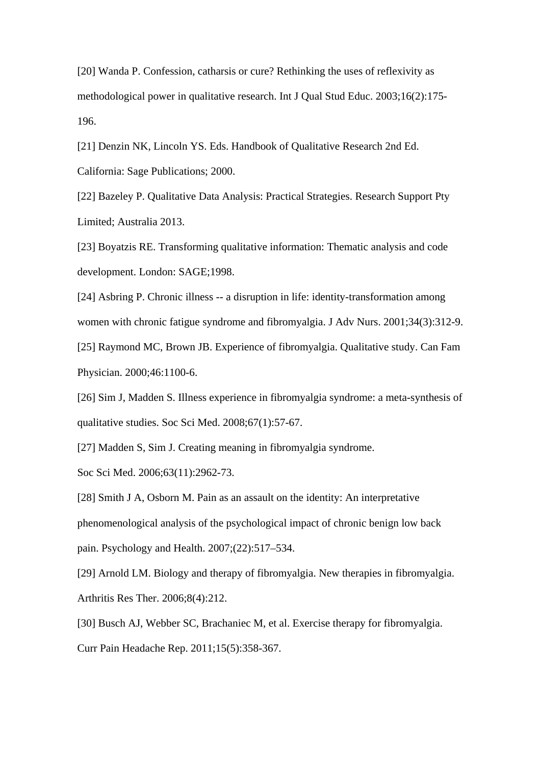[20] Wanda P. Confession, catharsis or cure? Rethinking the uses of reflexivity as methodological power in qualitative research. Int J Qual Stud Educ. 2003;16(2):175-196.

[21] Denzin NK, Lincoln YS. Eds. Handbook of Qualitative Research 2nd Ed. California: Sage Publications; 2000.

[22] Bazeley P. Qualitative Data Analysis: Practical Strategies. Research Support Pty Limited; Australia 2013.

[23] Boyatzis RE. Transforming qualitative information: Thematic analysis and code development. London: SAGE;1998.

[24] Asbring P. Chronic illness -- a disruption in life: identity-transformation among women with chronic fatigue syndrome and fibromyalgia. J Adv Nurs. 2001;34(3):312-9.

[25] Raymond MC, Brown JB. Experience of fibromyalgia. Qualitative study. Can Fam Physician. 2000;46:1100-6.

[26] Sim J, Madden S. Illness experience in fibromyalgia syndrome: a meta-synthesis of qualitative studies. Soc Sci Med. 2008;67(1):57-67.

[27] Madden S, Sim J. Creating meaning in fibromyalgia syndrome. Soc Sci Med. 2006;63(11):2962-73.

[28] Smith J A, Osborn M. Pain as an assault on the identity: An interpretative phenomenological analysis of the psychological impact of chronic benign low back pain. Psychology and Health. 2007;(22):517–534.

[29] Arnold LM. Biology and therapy of fibromyalgia. New therapies in fibromyalgia. Arthritis Res Ther. 2006;8(4):212.

[30] Busch AJ, Webber SC, Brachaniec M, et al. Exercise therapy for fibromyalgia. Curr Pain Headache Rep. 2011;15(5):358-367.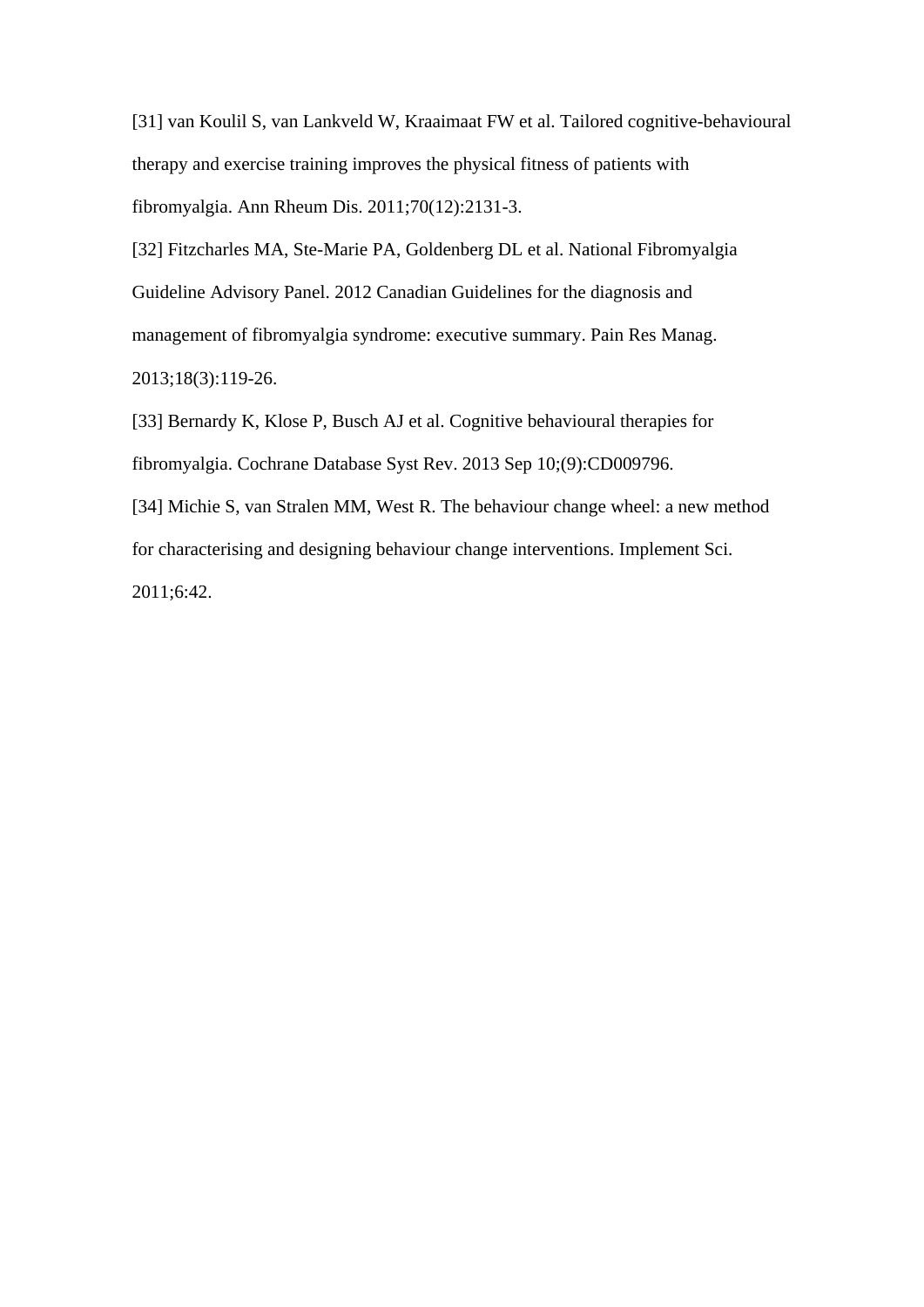[31] van Koulil S, van Lankveld W, Kraaimaat FW et al. Tailored cognitive-behavioural therapy and exercise training improves the physical fitness of patients with fibromyalgia. Ann Rheum Dis. 2011;70(12):2131-3.

[32] Fitzcharles MA, Ste-Marie PA, Goldenberg DL et al. National Fibromyalgia Guideline Advisory Panel. 2012 Canadian Guidelines for the diagnosis and management of fibromyalgia syndrome: executive summary. Pain Res Manag. 2013;18(3):119-26.

[33] Bernardy K, Klose P, Busch AJ et al. Cognitive behavioural therapies for fibromyalgia. Cochrane Database Syst Rev. 2013 Sep 10;(9):CD009796.

[34] Michie S, van Stralen MM, West R. The behaviour change wheel: a new method for characterising and designing behaviour change interventions. Implement Sci. 2011;6:42.